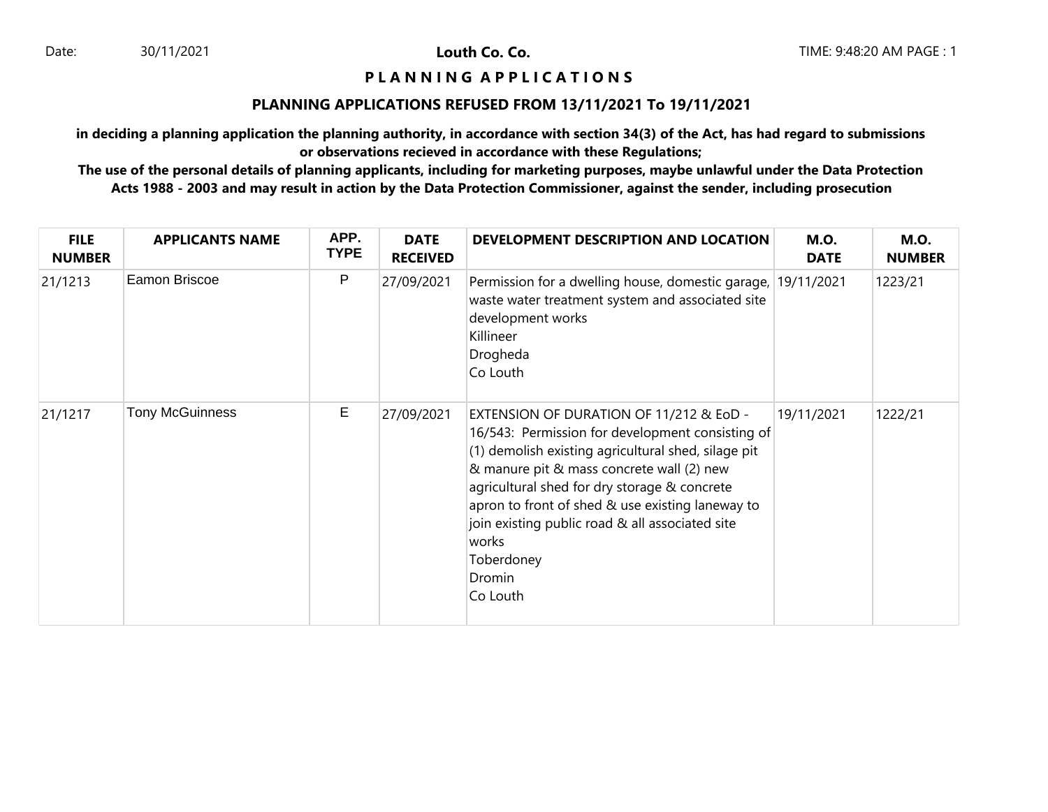Date: 30/11/2021

**Louth Co. Co.**

TIME: 9:48:20 AM

# P L A N N I N G  A P P L I C A T I O N S

## PLANNING APPLICATIONS REFUSED FROM 13/11/2021 To 19/11/2021

**in deciding a planning application the planning authority, in accordance with section 34(3) of the Act, has had regard to submissions or observations recieved in accordance with these Regulations;**

**The use of the personal details of planning applicants, including for marketing purposes, maybe unlawful under the Data Protection Acts 1988 - 2003 and may result in action by the Data Protection Commissioner, against the sender, including prosecution**

| FILE NUMBER | APPLICANTS NAME | APP. TYPE | DATE RECEIVED | DEVELOPMENT DESCRIPTION AND LOCATION | M.O. DATE | M.O. NUMBER |
|---|---|---|---|---|---|---|
| 21/1213 | Eamon Briscoe | P | 27/09/2021 | Permission for a dwelling house, domestic garage, waste water treatment system and associated site development works<br>Killineer<br>Drogheda<br>Co Louth | 19/11/2021 | 1223/21 |
| 21/1217 | Tony McGuinness | E | 27/09/2021 | EXTENSION OF DURATION OF 11/212 & EoD - 16/543: Permission for development consisting of (1) demolish existing agricultural shed, silage pit & manure pit & mass concrete wall (2) new agricultural shed for dry storage & concrete apron to front of shed & use existing laneway to join existing public road & all associated site works<br>Toberdoney<br>Dromin<br>Co Louth | 19/11/2021 | 1222/21 |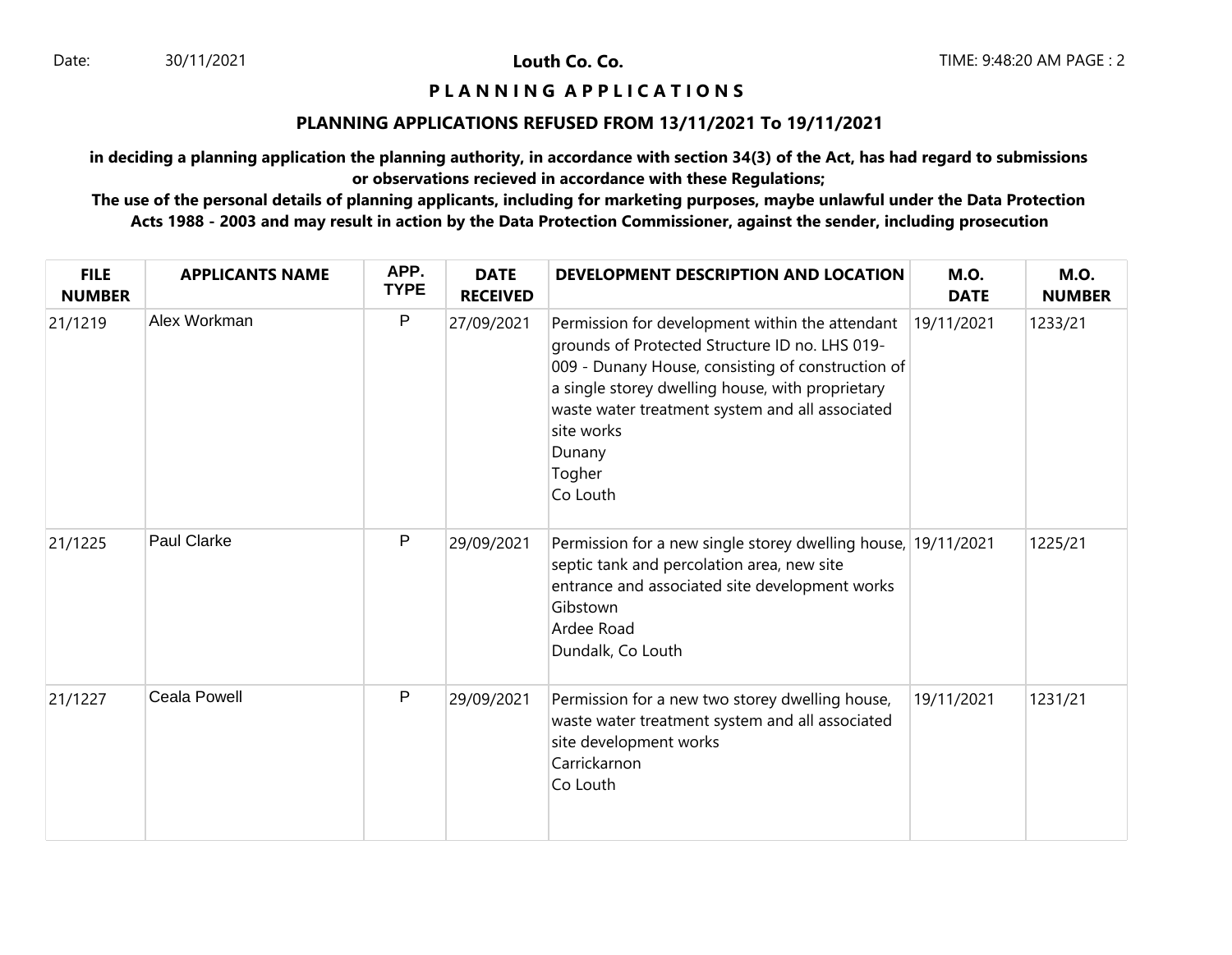**Louth Co. Co.**

# P L A N N I N G A P P L I C A T I O N S

## PLANNING APPLICATIONS REFUSED FROM 13/11/2021 To 19/11/2021

**in deciding a planning application the planning authority, in accordance with section 34(3) of the Act, has had regard to submissions or observations recieved in accordance with these Regulations;**

**The use of the personal details of planning applicants, including for marketing purposes, maybe unlawful under the Data Protection Acts 1988 - 2003 and may result in action by the Data Protection Commissioner, against the sender, including prosecution**

| FILE NUMBER | APPLICANTS NAME | APP. TYPE | DATE RECEIVED | DEVELOPMENT DESCRIPTION AND LOCATION | M.O. DATE | M.O. NUMBER |
|---|---|---|---|---|---|---|
| 21/1219 | Alex Workman | P | 27/09/2021 | Permission for development within the attendant grounds of Protected Structure ID no. LHS 019-009 - Dunany House, consisting of construction of a single storey dwelling house, with proprietary waste water treatment system and all associated site works<br>Dunany<br>Togher<br>Co Louth | 19/11/2021 | 1233/21 |
| 21/1225 | Paul Clarke | P | 29/09/2021 | Permission for a new single storey dwelling house, septic tank and percolation area, new site entrance and associated site development works<br>Gibstown<br>Ardee Road<br>Dundalk, Co Louth | 19/11/2021 | 1225/21 |
| 21/1227 | Ceala Powell | P | 29/09/2021 | Permission for a new two storey dwelling house, waste water treatment system and all associated site development works<br>Carrickarnon<br>Co Louth | 19/11/2021 | 1231/21 |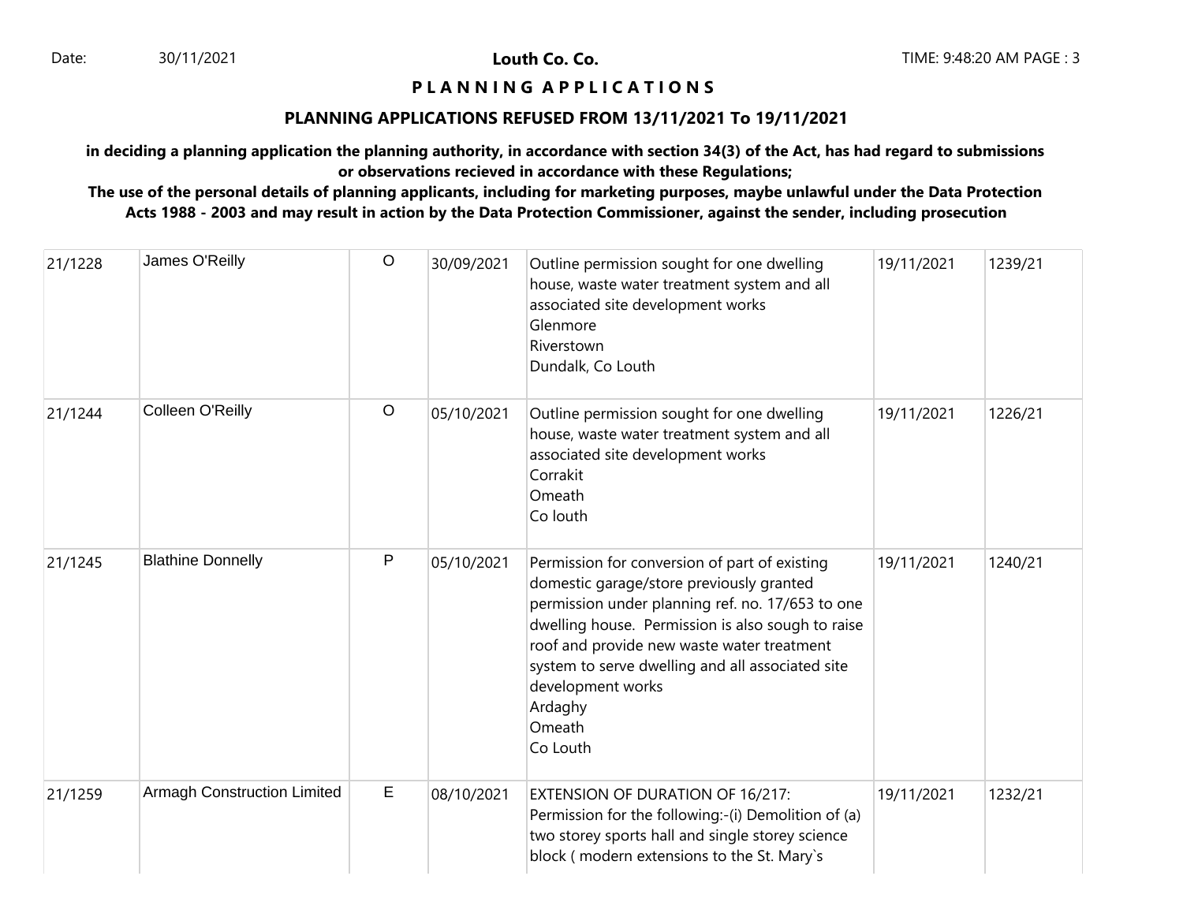**PLANNING APPLICATIONS**

**PLANNING APPLICATIONS REFUSED FROM 13/11/2021 To 19/11/2021**

**in deciding a planning application the planning authority, in accordance with section 34(3) of the Act, has had regard to submissions or observations recieved in accordance with these Regulations;**

**The use of the personal details of planning applicants, including for marketing purposes, maybe unlawful under the Data Protection Acts 1988 - 2003 and may result in action by the Data Protection Commissioner, against the sender, including prosecution**

| | | | | | | |
|---|---|---|---|---|---|---|
| 21/1228 | James O'Reilly | O | 30/09/2021 | Outline permission sought for one dwelling house, waste water treatment system and all associated site development works<br>Glenmore<br>Riverstown<br>Dundalk, Co Louth | 19/11/2021 | 1239/21 |
| 21/1244 | Colleen O'Reilly | O | 05/10/2021 | Outline permission sought for one dwelling house, waste water treatment system and all associated site development works<br>Corrakit<br>Omeath<br>Co louth | 19/11/2021 | 1226/21 |
| 21/1245 | Blathine Donnelly | P | 05/10/2021 | Permission for conversion of part of existing domestic garage/store previously granted permission under planning ref. no. 17/653 to one dwelling house. Permission is also sough to raise roof and provide new waste water treatment system to serve dwelling and all associated site development works<br>Ardaghy<br>Omeath<br>Co Louth | 19/11/2021 | 1240/21 |
| 21/1259 | Armagh Construction Limited | E | 08/10/2021 | EXTENSION OF DURATION OF 16/217: Permission for the following:-(i) Demolition of (a) two storey sports hall and single storey science block ( modern extensions to the St. Mary`s | 19/11/2021 | 1232/21 |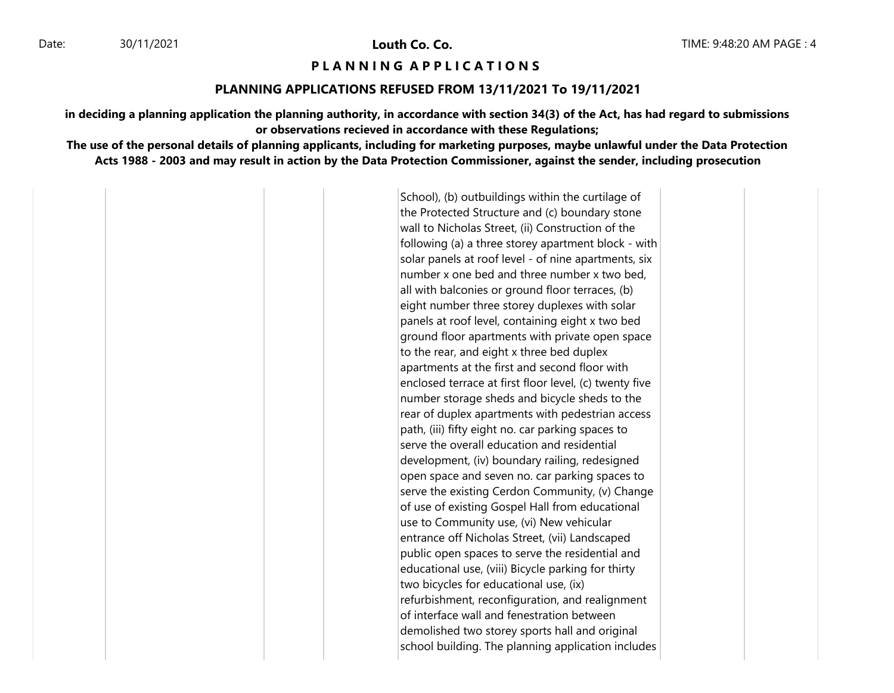**PLANNING APPLICATIONS**

**PLANNING APPLICATIONS REFUSED FROM 13/11/2021 To 19/11/2021**

**in deciding a planning application the planning authority, in accordance with section 34(3) of the Act, has had regard to submissions or observations recieved in accordance with these Regulations;**

**The use of the personal details of planning applicants, including for marketing purposes, maybe unlawful under the Data Protection Acts 1988 - 2003 and may result in action by the Data Protection Commissioner, against the sender, including prosecution**

| | | | | | | |
|---|---|---|---|---|---|---|
| | | | | School), (b) outbuildings within the curtilage of the Protected Structure and (c) boundary stone wall to Nicholas Street, (ii) Construction of the following (a) a three storey apartment block - with solar panels at roof level - of nine apartments, six number x one bed and three number x two bed, all with balconies or ground floor terraces, (b) eight number three storey duplexes with solar panels at roof level, containing eight x two bed ground floor apartments with private open space to the rear, and eight x three bed duplex apartments at the first and second floor with enclosed terrace at first floor level, (c) twenty five number storage sheds and bicycle sheds to the rear of duplex apartments with pedestrian access path, (iii) fifty eight no. car parking spaces to serve the overall education and residential development, (iv) boundary railing, redesigned open space and seven no. car parking spaces to serve the existing Cerdon Community, (v) Change of use of existing Gospel Hall from educational use to Community use, (vi) New vehicular entrance off Nicholas Street, (vii) Landscaped public open spaces to serve the residential and educational use, (viii) Bicycle parking for thirty two bicycles for educational use, (ix) refurbishment, reconfiguration, and realignment of interface wall and fenestration between demolished two storey sports hall and original school building. The planning application includes | | |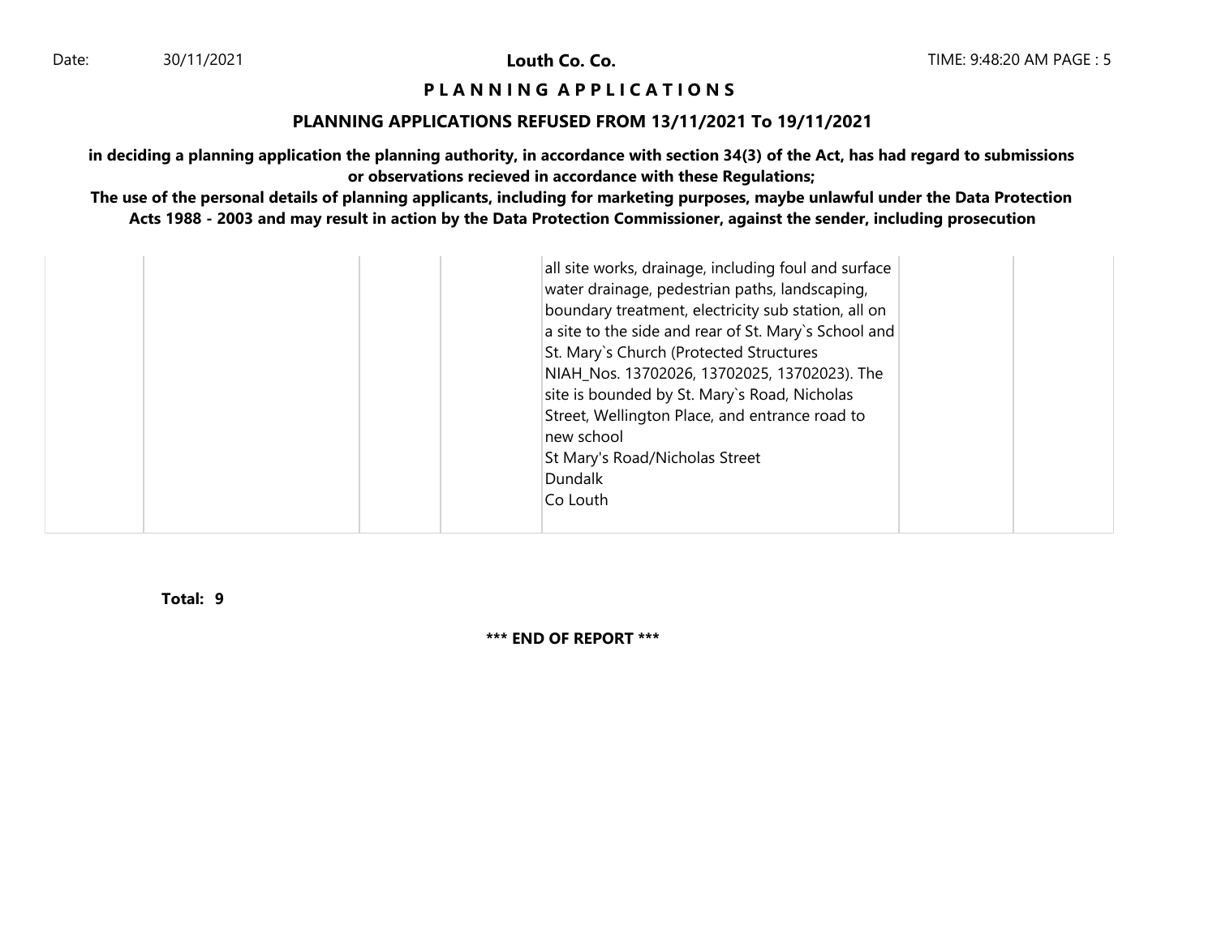Date: 30/11/2021

**Louth Co. Co.**

TIME: 9:48:20 AM PAGE : 5

**P L A N N I N G A P P L I C A T I O N S**

**PLANNING APPLICATIONS REFUSED FROM 13/11/2021 To 19/11/2021**

**in deciding a planning application the planning authority, in accordance with section 34(3) of the Act, has had regard to submissions or observations recieved in accordance with these Regulations;**

**The use of the personal details of planning applicants, including for marketing purposes, maybe unlawful under the Data Protection Acts 1988 - 2003 and may result in action by the Data Protection Commissioner, against the sender, including prosecution**

| | | | | | | |
|---|---|---|---|---|---|---|
| | | | | all site works, drainage, including foul and surface water drainage, pedestrian paths, landscaping, boundary treatment, electricity sub station, all on a site to the side and rear of St. Mary`s School and St. Mary`s Church (Protected Structures NIAH_Nos. 13702026, 13702025, 13702023). The site is bounded by St. Mary`s Road, Nicholas Street, Wellington Place, and entrance road to new school<br>St Mary's Road/Nicholas Street<br>Dundalk<br>Co Louth | | |

**Total: 9**

**\*\*\* END OF REPORT \*\*\***